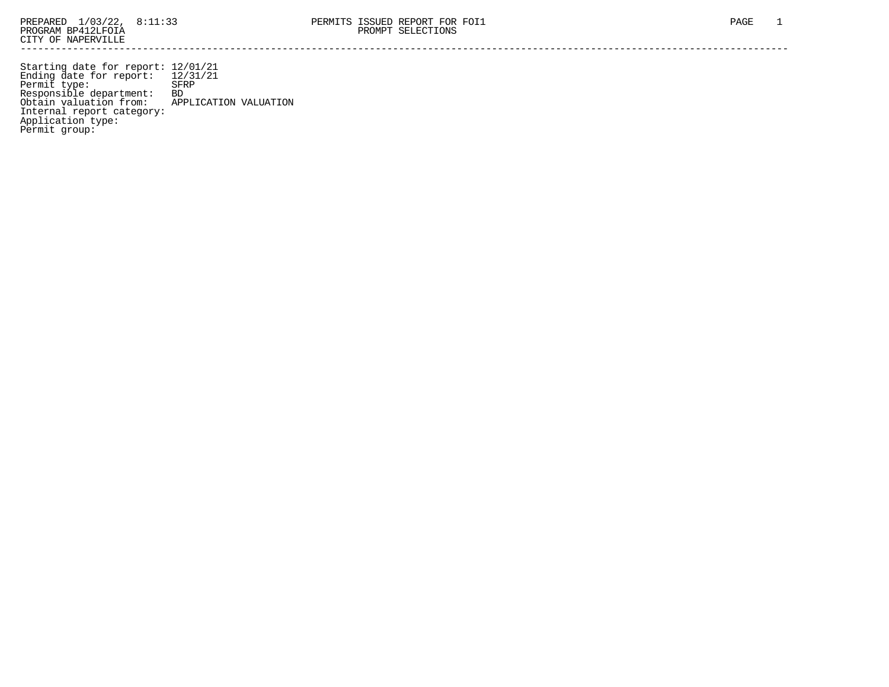PREPARED 1/03/22, 8:11:33 PERMITS ISSUED REPORT FOR FOI1
PROGRAM BP412LFOIA PROMPT SELECTIONS
CITY OF NAPERVILLE

---

```
Starting date for report: 12/01/21
Ending date for report:   12/31/21
Permit type:              SFRP
Responsible department:   BD
Obtain valuation from:    APPLICATION VALUATION
Internal report category:
Application type:
Permit group:
```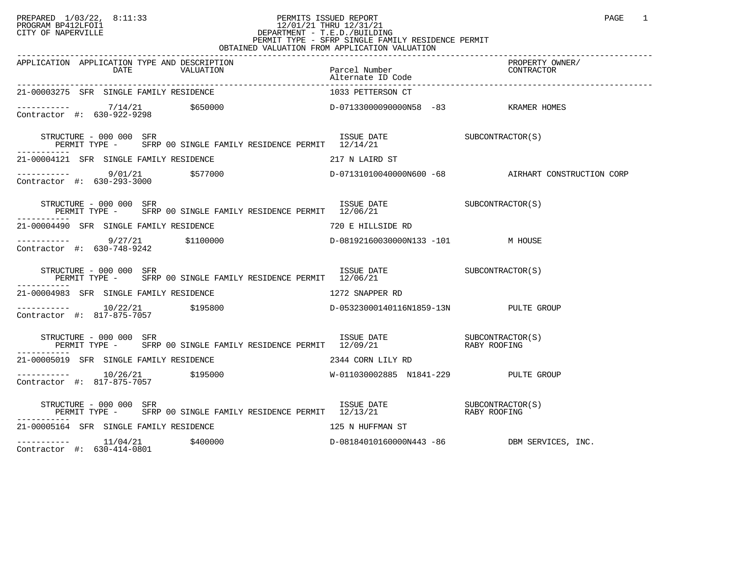PREPARED 1/03/22, 8:11:33
PROGRAM BP412LFOI1
CITY OF NAPERVILLE

# PERMITS ISSUED REPORT

12/01/21 THRU 12/31/21
DEPARTMENT - T.E.D./BUILDING
PERMIT TYPE - SFRP SINGLE FAMILY RESIDENCE PERMIT
OBTAINED VALUATION FROM APPLICATION VALUATION

| APPLICATION | APPLICATION TYPE AND DESCRIPTION DATE | VALUATION | Parcel Number / Alternate ID Code | PROPERTY OWNER/ CONTRACTOR |
|---|---|---|---|---|
| 21-00003275 | SFR SINGLE FAMILY RESIDENCE | | 1033 PETTERSON CT | |
| ----------- | 7/14/21 | $650000 | D-07133000090000N58 -83 | KRAMER HOMES |
| Contractor #: 630-922-9298 | | | | |
| STRUCTURE - 000 000 SFR | PERMIT TYPE - SFRP 00 SINGLE FAMILY RESIDENCE PERMIT | | ISSUE DATE 12/14/21 | SUBCONTRACTOR(S) |
| 21-00004121 | SFR SINGLE FAMILY RESIDENCE | | 217 N LAIRD ST | |
| ----------- | 9/01/21 | $577000 | D-07131010040000N600 -68 | AIRHART CONSTRUCTION CORP |
| Contractor #: 630-293-3000 | | | | |
| STRUCTURE - 000 000 SFR | PERMIT TYPE - SFRP 00 SINGLE FAMILY RESIDENCE PERMIT | | ISSUE DATE 12/06/21 | SUBCONTRACTOR(S) |
| 21-00004490 | SFR SINGLE FAMILY RESIDENCE | | 720 E HILLSIDE RD | |
| ----------- | 9/27/21 | $1100000 | D-08192160030000N133 -101 | M HOUSE |
| Contractor #: 630-748-9242 | | | | |
| STRUCTURE - 000 000 SFR | PERMIT TYPE - SFRP 00 SINGLE FAMILY RESIDENCE PERMIT | | ISSUE DATE 12/06/21 | SUBCONTRACTOR(S) |
| 21-00004983 | SFR SINGLE FAMILY RESIDENCE | | 1272 SNAPPER RD | |
| ----------- | 10/22/21 | $195800 | D-05323000140116N1859-13N | PULTE GROUP |
| Contractor #: 817-875-7057 | | | | |
| STRUCTURE - 000 000 SFR | PERMIT TYPE - SFRP 00 SINGLE FAMILY RESIDENCE PERMIT | | ISSUE DATE 12/09/21 | SUBCONTRACTOR(S) RABY ROOFING |
| 21-00005019 | SFR SINGLE FAMILY RESIDENCE | | 2344 CORN LILY RD | |
| ----------- | 10/26/21 | $195000 | W-011030002885 N1841-229 | PULTE GROUP |
| Contractor #: 817-875-7057 | | | | |
| STRUCTURE - 000 000 SFR | PERMIT TYPE - SFRP 00 SINGLE FAMILY RESIDENCE PERMIT | | ISSUE DATE 12/13/21 | SUBCONTRACTOR(S) RABY ROOFING |
| 21-00005164 | SFR SINGLE FAMILY RESIDENCE | | 125 N HUFFMAN ST | |
| ----------- | 11/04/21 | $400000 | D-08184010160000N443 -86 | DBM SERVICES, INC. |
| Contractor #: 630-414-0801 | | | | |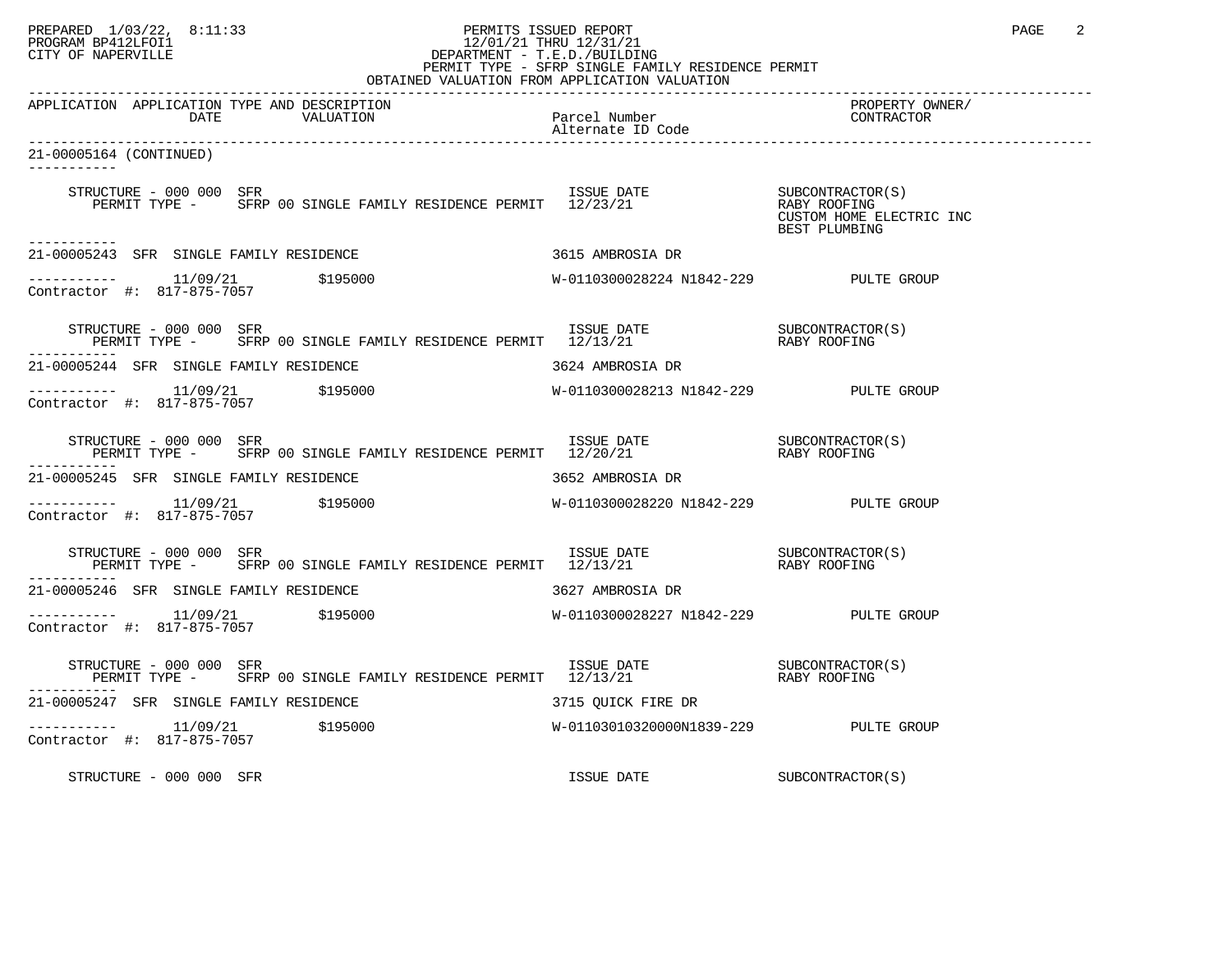PERMITS ISSUED REPORT
12/01/21 THRU 12/31/21
DEPARTMENT - T.E.D./BUILDING
PERMIT TYPE - SFRP SINGLE FAMILY RESIDENCE PERMIT
OBTAINED VALUATION FROM APPLICATION VALUATION

| APPLICATION | APPLICATION TYPE AND DESCRIPTION DATE | VALUATION | Parcel Number / Alternate ID Code | PROPERTY OWNER/ CONTRACTOR |
|---|---|---|---|---|

**21-00005164 (CONTINUED)**

STRUCTURE - 000 000 SFR — ISSUE DATE — SUBCONTRACTOR(S)
PERMIT TYPE - SFRP 00 SINGLE FAMILY RESIDENCE PERMIT 12/23/21
RABY ROOFING
CUSTOM HOME ELECTRIC INC
BEST PLUMBING

**21-00005243 SFR SINGLE FAMILY RESIDENCE** — 3615 AMBROSIA DR
11/09/21 — $195000 — W-0110300028224 N1842-229 — PULTE GROUP
Contractor #: 817-875-7057

STRUCTURE - 000 000 SFR — ISSUE DATE — SUBCONTRACTOR(S)
PERMIT TYPE - SFRP 00 SINGLE FAMILY RESIDENCE PERMIT 12/13/21 — RABY ROOFING

**21-00005244 SFR SINGLE FAMILY RESIDENCE** — 3624 AMBROSIA DR
11/09/21 — $195000 — W-0110300028213 N1842-229 — PULTE GROUP
Contractor #: 817-875-7057

STRUCTURE - 000 000 SFR — ISSUE DATE — SUBCONTRACTOR(S)
PERMIT TYPE - SFRP 00 SINGLE FAMILY RESIDENCE PERMIT 12/20/21 — RABY ROOFING

**21-00005245 SFR SINGLE FAMILY RESIDENCE** — 3652 AMBROSIA DR
11/09/21 — $195000 — W-0110300028220 N1842-229 — PULTE GROUP
Contractor #: 817-875-7057

STRUCTURE - 000 000 SFR — ISSUE DATE — SUBCONTRACTOR(S)
PERMIT TYPE - SFRP 00 SINGLE FAMILY RESIDENCE PERMIT 12/13/21 — RABY ROOFING

**21-00005246 SFR SINGLE FAMILY RESIDENCE** — 3627 AMBROSIA DR
11/09/21 — $195000 — W-0110300028227 N1842-229 — PULTE GROUP
Contractor #: 817-875-7057

STRUCTURE - 000 000 SFR — ISSUE DATE — SUBCONTRACTOR(S)
PERMIT TYPE - SFRP 00 SINGLE FAMILY RESIDENCE PERMIT 12/13/21 — RABY ROOFING

**21-00005247 SFR SINGLE FAMILY RESIDENCE** — 3715 QUICK FIRE DR
11/09/21 — $195000 — W-01103010320000N1839-229 — PULTE GROUP
Contractor #: 817-875-7057

STRUCTURE - 000 000 SFR — ISSUE DATE — SUBCONTRACTOR(S)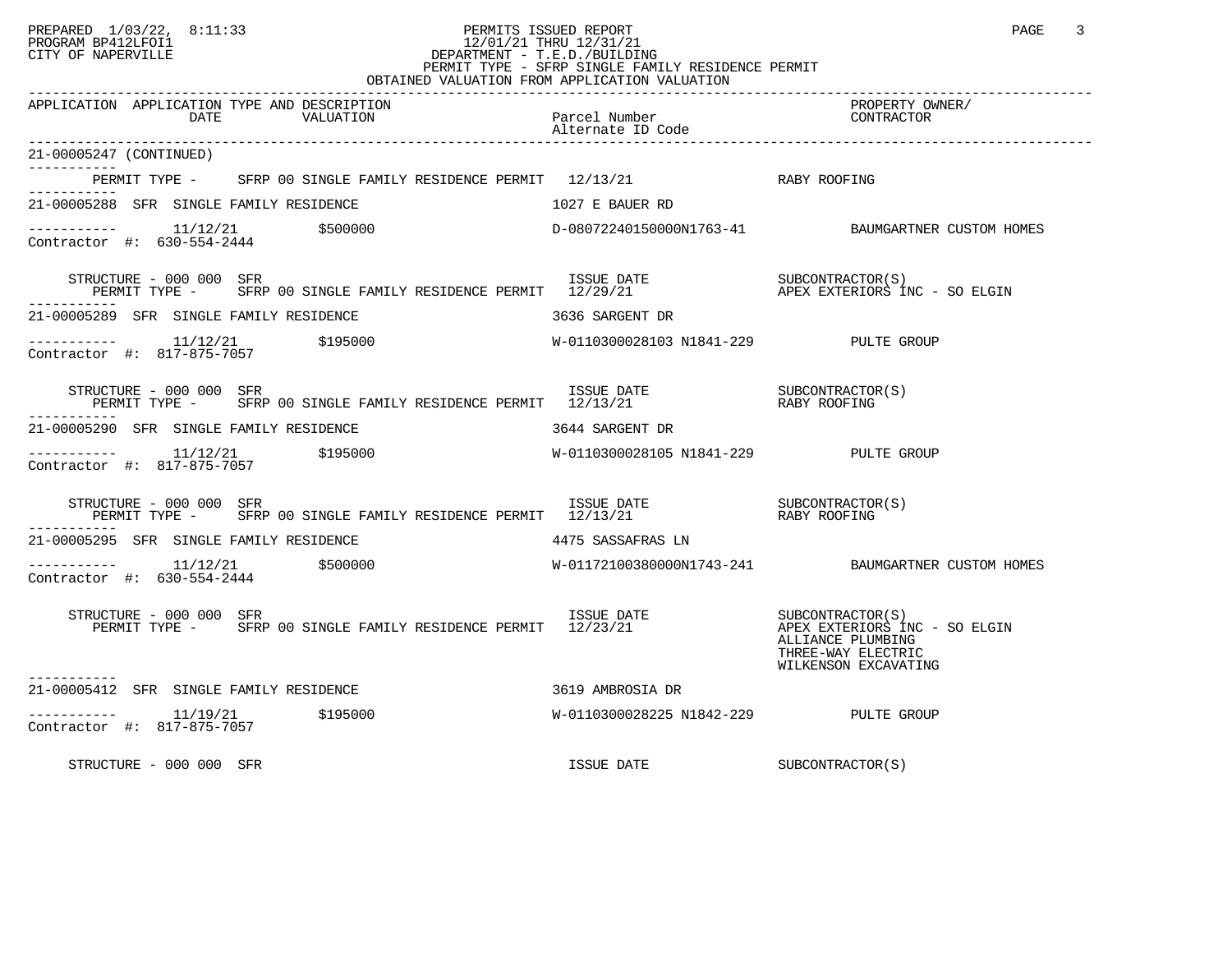PERMITS ISSUED REPORT
12/01/21 THRU 12/31/21
DEPARTMENT - T.E.D./BUILDING
PERMIT TYPE - SFRP SINGLE FAMILY RESIDENCE PERMIT
OBTAINED VALUATION FROM APPLICATION VALUATION

PREPARED 1/03/22, 8:11:33
PROGRAM BP412LFOI1
CITY OF NAPERVILLE

| APPLICATION | APPLICATION TYPE AND DESCRIPTION DATE | VALUATION | Parcel Number / Alternate ID Code | PROPERTY OWNER/ CONTRACTOR |
|---|---|---|---|---|

21-00005247 (CONTINUED)

PERMIT TYPE - SFRP 00 SINGLE FAMILY RESIDENCE PERMIT 12/13/21 RABY ROOFING

---

21-00005288 SFR SINGLE FAMILY RESIDENCE — 1027 E BAUER RD

11/12/21 $500000 D-08072240150000N1763-41 BAUMGARTNER CUSTOM HOMES
Contractor #: 630-554-2444

STRUCTURE - 000 000 SFR — ISSUE DATE — SUBCONTRACTOR(S)
PERMIT TYPE - SFRP 00 SINGLE FAMILY RESIDENCE PERMIT 12/29/21 APEX EXTERIORS INC - SO ELGIN

---

21-00005289 SFR SINGLE FAMILY RESIDENCE — 3636 SARGENT DR

11/12/21 $195000 W-0110300028103 N1841-229 PULTE GROUP
Contractor #: 817-875-7057

STRUCTURE - 000 000 SFR — ISSUE DATE — SUBCONTRACTOR(S)
PERMIT TYPE - SFRP 00 SINGLE FAMILY RESIDENCE PERMIT 12/13/21 RABY ROOFING

---

21-00005290 SFR SINGLE FAMILY RESIDENCE — 3644 SARGENT DR

11/12/21 $195000 W-0110300028105 N1841-229 PULTE GROUP
Contractor #: 817-875-7057

STRUCTURE - 000 000 SFR — ISSUE DATE — SUBCONTRACTOR(S)
PERMIT TYPE - SFRP 00 SINGLE FAMILY RESIDENCE PERMIT 12/13/21 RABY ROOFING

---

21-00005295 SFR SINGLE FAMILY RESIDENCE — 4475 SASSAFRAS LN

11/12/21 $500000 W-01172100380000N1743-241 BAUMGARTNER CUSTOM HOMES
Contractor #: 630-554-2444

STRUCTURE - 000 000 SFR — ISSUE DATE — SUBCONTRACTOR(S)
PERMIT TYPE - SFRP 00 SINGLE FAMILY RESIDENCE PERMIT 12/23/21 APEX EXTERIORS INC - SO ELGIN
ALLIANCE PLUMBING
THREE-WAY ELECTRIC
WILKENSON EXCAVATING

---

21-00005412 SFR SINGLE FAMILY RESIDENCE — 3619 AMBROSIA DR

11/19/21 $195000 W-0110300028225 N1842-229 PULTE GROUP
Contractor #: 817-875-7057

STRUCTURE - 000 000 SFR — ISSUE DATE — SUBCONTRACTOR(S)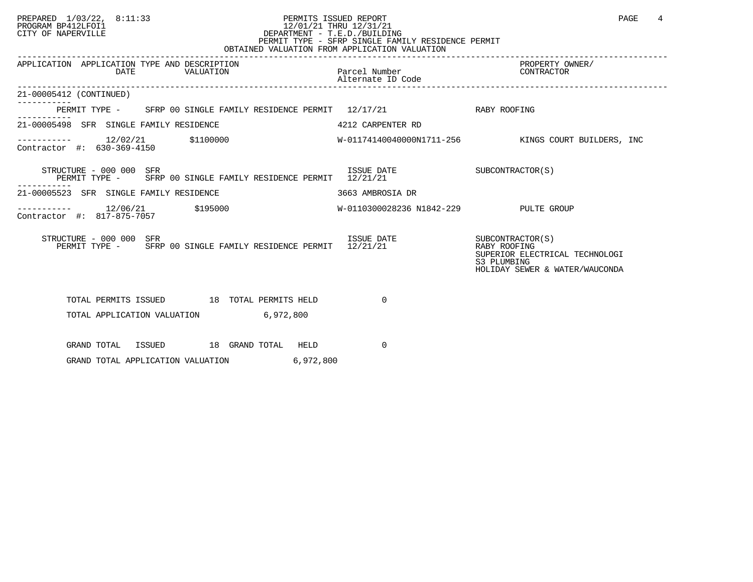PERMITS ISSUED REPORT
12/01/21 THRU 12/31/21
DEPARTMENT - T.E.D./BUILDING
PERMIT TYPE - SFRP SINGLE FAMILY RESIDENCE PERMIT
OBTAINED VALUATION FROM APPLICATION VALUATION

PREPARED 1/03/22, 8:11:33
PROGRAM BP412LFOI1
CITY OF NAPERVILLE

| APPLICATION | APPLICATION TYPE AND DESCRIPTION DATE / VALUATION | Parcel Number / Alternate ID Code | PROPERTY OWNER/ CONTRACTOR |
|---|---|---|---|
| 21-00005412 (CONTINUED) | | | |
| | PERMIT TYPE - SFRP 00 SINGLE FAMILY RESIDENCE PERMIT 12/17/21 | | RABY ROOFING |
| 21-00005498 | SFR SINGLE FAMILY RESIDENCE | 4212 CARPENTER RD | |
| | 12/02/21 $1100000 | W-01174140040000N1711-256 | KINGS COURT BUILDERS, INC |
| Contractor #: 630-369-4150 | | | |
| | STRUCTURE - 000 000 SFR | ISSUE DATE | SUBCONTRACTOR(S) |
| | PERMIT TYPE - SFRP 00 SINGLE FAMILY RESIDENCE PERMIT | 12/21/21 | |
| 21-00005523 | SFR SINGLE FAMILY RESIDENCE | 3663 AMBROSIA DR | |
| | 12/06/21 $195000 | W-0110300028236 N1842-229 | PULTE GROUP |
| Contractor #: 817-875-7057 | | | |
| | STRUCTURE - 000 000 SFR | ISSUE DATE | SUBCONTRACTOR(S) |
| | PERMIT TYPE - SFRP 00 SINGLE FAMILY RESIDENCE PERMIT | 12/21/21 | RABY ROOFING<br>SUPERIOR ELECTRICAL TECHNOLOGI<br>S3 PLUMBING<br>HOLIDAY SEWER & WATER/WAUCONDA |

TOTAL PERMITS ISSUED 18 TOTAL PERMITS HELD 0

TOTAL APPLICATION VALUATION 6,972,800

GRAND TOTAL ISSUED 18 GRAND TOTAL HELD 0

GRAND TOTAL APPLICATION VALUATION 6,972,800